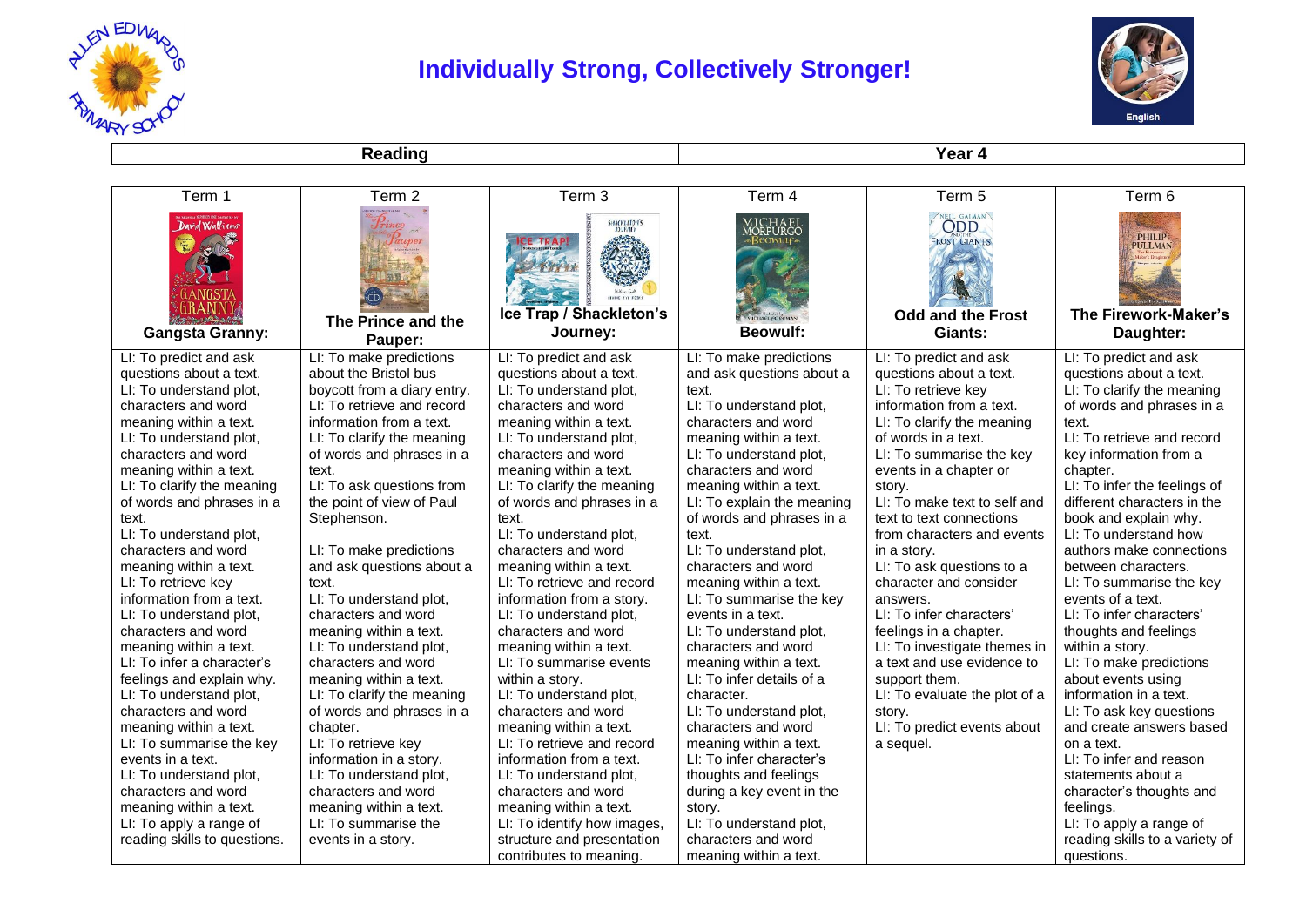# Individually Strong, Collectively Stronger!

| Reading | Year 4 |
|---|---|

| Term 1 | Term 2 | Term 3 | Term 4 | Term 5 | Term 6 |
|---|---|---|---|---|---|
| **Gangsta Granny:** | **The Prince and the Pauper:** | **Ice Trap / Shackleton's Journey:** | **Beowulf:** | **Odd and the Frost Giants:** | **The Firework-Maker's Daughter:** |
| LI: To predict and ask questions about a text.<br>LI: To understand plot, characters and word meaning within a text.<br>LI: To understand plot, characters and word meaning within a text.<br>LI: To clarify the meaning of words and phrases in a text.<br>LI: To understand plot, characters and word meaning within a text.<br>LI: To retrieve key information from a text.<br>LI: To understand plot, characters and word meaning within a text.<br>LI: To infer a character's feelings and explain why.<br>LI: To understand plot, characters and word meaning within a text.<br>LI: To summarise the key events in a text.<br>LI: To understand plot, characters and word meaning within a text.<br>LI: To apply a range of reading skills to questions. | LI: To make predictions about the Bristol bus boycott from a diary entry.<br>LI: To retrieve and record information from a text.<br>LI: To clarify the meaning of words and phrases in a text.<br>LI: To ask questions from the point of view of Paul Stephenson.<br><br>LI: To make predictions and ask questions about a text.<br>LI: To understand plot, characters and word meaning within a text.<br>LI: To understand plot, characters and word meaning within a text.<br>LI: To clarify the meaning of words and phrases in a chapter.<br>LI: To retrieve key information in a story.<br>LI: To understand plot, characters and word meaning within a text.<br>LI: To summarise the events in a story. | LI: To predict and ask questions about a text.<br>LI: To understand plot, characters and word meaning within a text.<br>LI: To understand plot, characters and word meaning within a text.<br>LI: To clarify the meaning of words and phrases in a text.<br>LI: To understand plot, characters and word meaning within a text.<br>LI: To retrieve and record information from a story.<br>LI: To understand plot, characters and word meaning within a text.<br>LI: To summarise events within a story.<br>LI: To understand plot, characters and word meaning within a text.<br>LI: To retrieve and record information from a text.<br>LI: To understand plot, characters and word meaning within a text.<br>LI: To identify how images, structure and presentation contributes to meaning. | LI: To make predictions and ask questions about a text.<br>LI: To understand plot, characters and word meaning within a text.<br>LI: To understand plot, characters and word meaning within a text.<br>LI: To explain the meaning of words and phrases in a text.<br>LI: To understand plot, characters and word meaning within a text.<br>LI: To summarise the key events in a text.<br>LI: To understand plot, characters and word meaning within a text.<br>LI: To infer details of a character.<br>LI: To understand plot, characters and word meaning within a text.<br>LI: To infer character's thoughts and feelings during a key event in the story.<br>LI: To understand plot, characters and word meaning within a text. | LI: To predict and ask questions about a text.<br>LI: To retrieve key information from a text.<br>LI: To clarify the meaning of words in a text.<br>LI: To summarise the key events in a chapter or story.<br>LI: To make text to self and text to text connections from characters and events in a story.<br>LI: To ask questions to a character and consider answers.<br>LI: To infer characters' feelings in a chapter.<br>LI: To investigate themes in a text and use evidence to support them.<br>LI: To evaluate the plot of a story.<br>LI: To predict events about a sequel. | LI: To predict and ask questions about a text.<br>LI: To clarify the meaning of words and phrases in a text.<br>LI: To retrieve and record key information from a chapter.<br>LI: To infer the feelings of different characters in the book and explain why.<br>LI: To understand how authors make connections between characters.<br>LI: To summarise the key events of a text.<br>LI: To infer characters' thoughts and feelings within a story.<br>LI: To make predictions about events using information in a text.<br>LI: To ask key questions and create answers based on a text.<br>LI: To infer and reason statements about a character's thoughts and feelings.<br>LI: To apply a range of reading skills to a variety of questions. |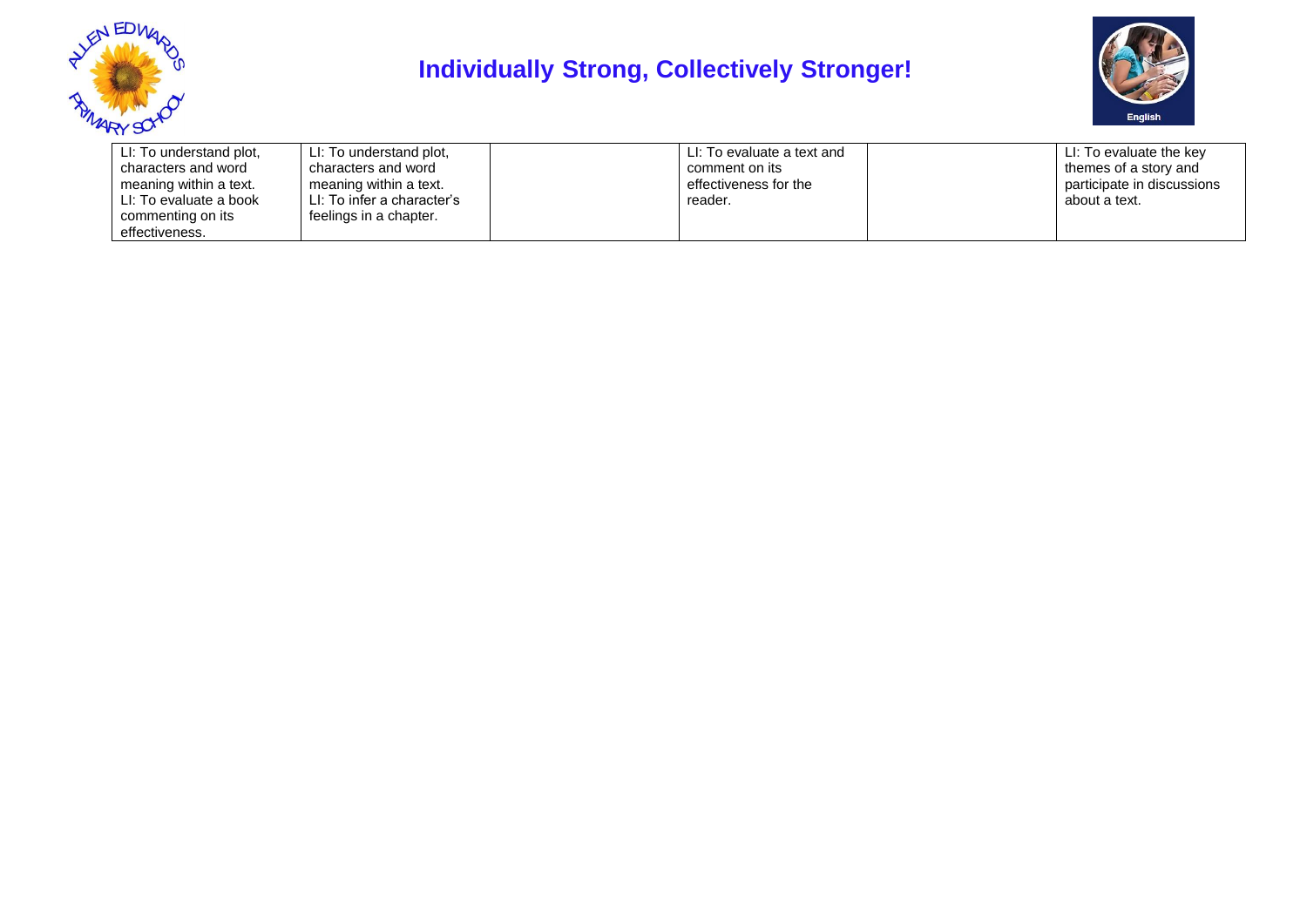## Individually Strong, Collectively Stronger!

| | | | | | |
|---|---|---|---|---|---|
| LI: To understand plot, characters and word meaning within a text.<br>LI: To evaluate a book commenting on its effectiveness. | LI: To understand plot, characters and word meaning within a text.<br>LI: To infer a character's feelings in a chapter. | | LI: To evaluate a text and comment on its effectiveness for the reader. | | LI: To evaluate the key themes of a story and participate in discussions about a text. |